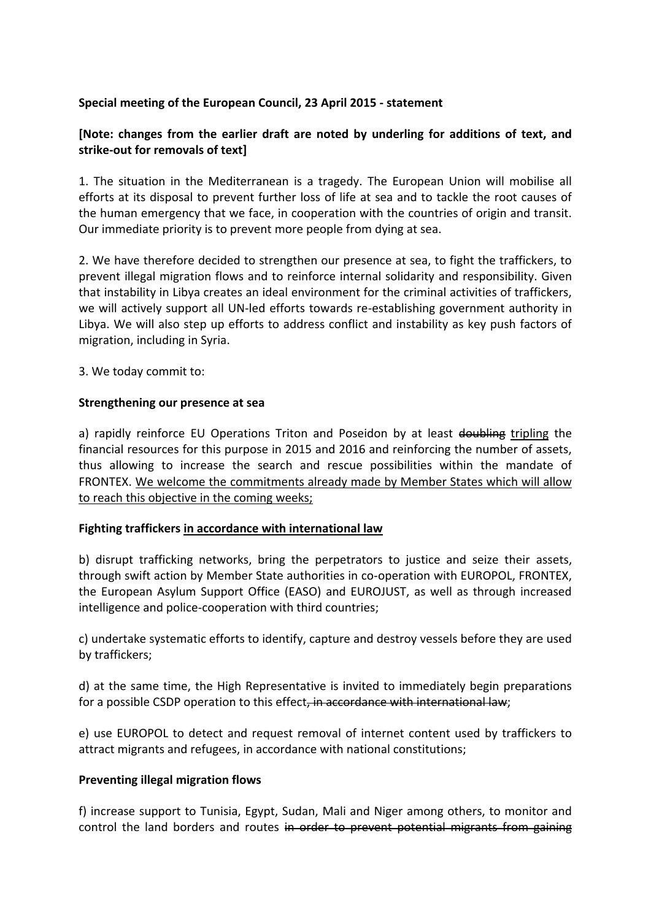**Special meeting of the European Council, 23 April 2015 - statement**

**[Note: changes from the earlier draft are noted by underling for additions of text, and strike-out for removals of text]**

1. The situation in the Mediterranean is a tragedy. The European Union will mobilise all efforts at its disposal to prevent further loss of life at sea and to tackle the root causes of the human emergency that we face, in cooperation with the countries of origin and transit. Our immediate priority is to prevent more people from dying at sea.

2. We have therefore decided to strengthen our presence at sea, to fight the traffickers, to prevent illegal migration flows and to reinforce internal solidarity and responsibility. Given that instability in Libya creates an ideal environment for the criminal activities of traffickers, we will actively support all UN-led efforts towards re-establishing government authority in Libya. We will also step up efforts to address conflict and instability as key push factors of migration, including in Syria.

3. We today commit to:

**Strengthening our presence at sea**

a) rapidly reinforce EU Operations Triton and Poseidon by at least ~~doubling~~ <u>tripling</u> the financial resources for this purpose in 2015 and 2016 and reinforcing the number of assets, thus allowing to increase the search and rescue possibilities within the mandate of FRONTEX. <u>We welcome the commitments already made by Member States which will allow to reach this objective in the coming weeks;</u>

**Fighting traffickers <u>in accordance with international law</u>**

b) disrupt trafficking networks, bring the perpetrators to justice and seize their assets, through swift action by Member State authorities in co-operation with EUROPOL, FRONTEX, the European Asylum Support Office (EASO) and EUROJUST, as well as through increased intelligence and police-cooperation with third countries;

c) undertake systematic efforts to identify, capture and destroy vessels before they are used by traffickers;

d) at the same time, the High Representative is invited to immediately begin preparations for a possible CSDP operation to this effect~~, in accordance with international law~~;

e) use EUROPOL to detect and request removal of internet content used by traffickers to attract migrants and refugees, in accordance with national constitutions;

**Preventing illegal migration flows**

f) increase support to Tunisia, Egypt, Sudan, Mali and Niger among others, to monitor and control the land borders and routes ~~in order to prevent potential migrants from gaining~~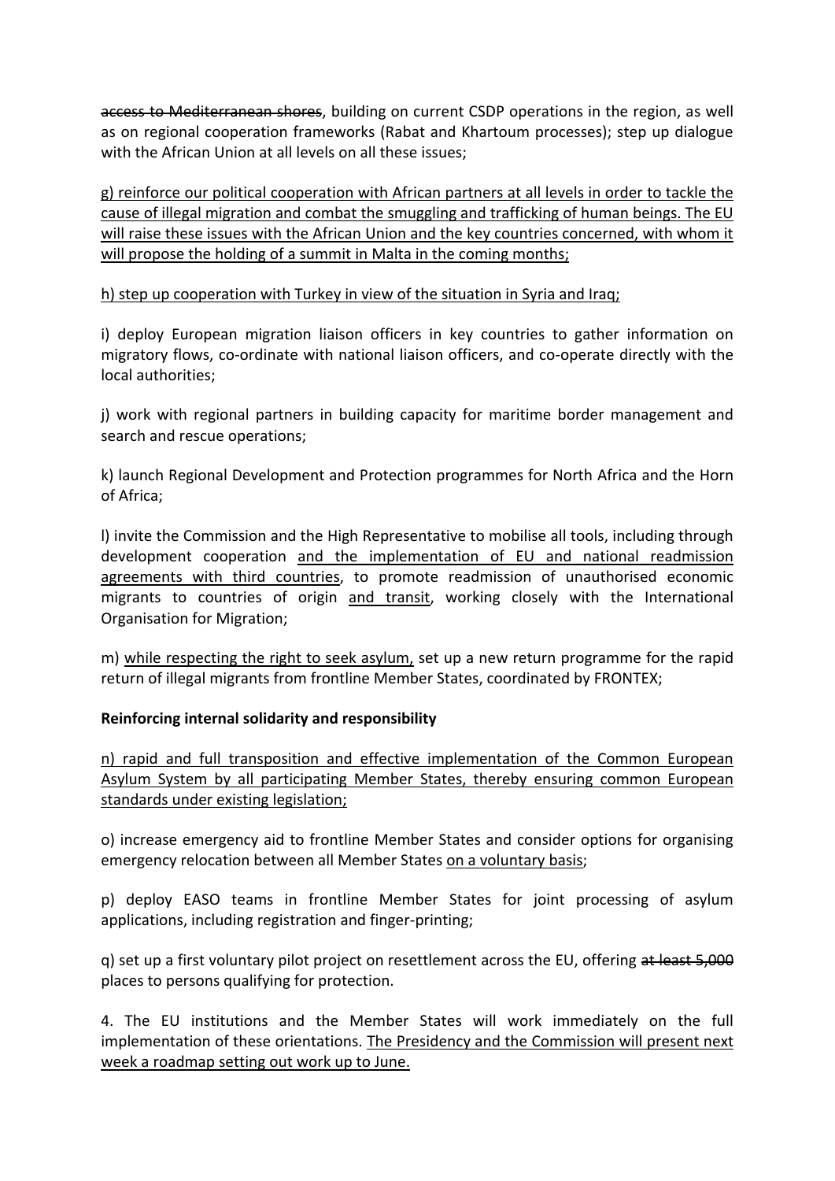~~access to Mediterranean shores~~, building on current CSDP operations in the region, as well as on regional cooperation frameworks (Rabat and Khartoum processes); step up dialogue with the African Union at all levels on all these issues;

<u>g) reinforce our political cooperation with African partners at all levels in order to tackle the cause of illegal migration and combat the smuggling and trafficking of human beings. The EU will raise these issues with the African Union and the key countries concerned, with whom it will propose the holding of a summit in Malta in the coming months;</u>

<u>h) step up cooperation with Turkey in view of the situation in Syria and Iraq;</u>

i) deploy European migration liaison officers in key countries to gather information on migratory flows, co-ordinate with national liaison officers, and co-operate directly with the local authorities;

j) work with regional partners in building capacity for maritime border management and search and rescue operations;

k) launch Regional Development and Protection programmes for North Africa and the Horn of Africa;

l) invite the Commission and the High Representative to mobilise all tools, including through development cooperation <u>and the implementation of EU and national readmission agreements with third countries</u>, to promote readmission of unauthorised economic migrants to countries of origin <u>and transit</u>, working closely with the International Organisation for Migration;

m) <u>while respecting the right to seek asylum,</u> set up a new return programme for the rapid return of illegal migrants from frontline Member States, coordinated by FRONTEX;

**Reinforcing internal solidarity and responsibility**

<u>n) rapid and full transposition and effective implementation of the Common European Asylum System by all participating Member States, thereby ensuring common European standards under existing legislation;</u>

o) increase emergency aid to frontline Member States and consider options for organising emergency relocation between all Member States <u>on a voluntary basis</u>;

p) deploy EASO teams in frontline Member States for joint processing of asylum applications, including registration and finger-printing;

q) set up a first voluntary pilot project on resettlement across the EU, offering ~~at least 5,000~~ places to persons qualifying for protection.

4. The EU institutions and the Member States will work immediately on the full implementation of these orientations. <u>The Presidency and the Commission will present next week a roadmap setting out work up to June.</u>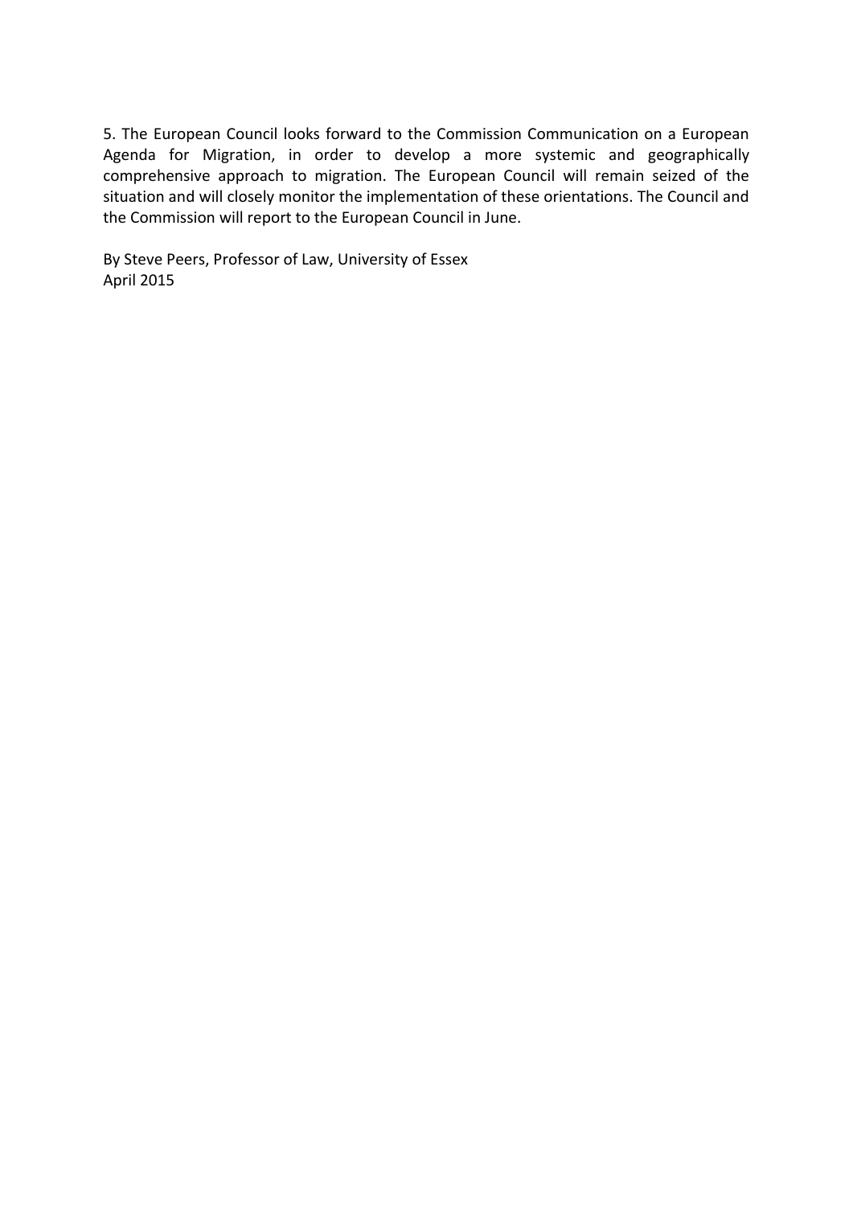5. The European Council looks forward to the Commission Communication on a European Agenda for Migration, in order to develop a more systemic and geographically comprehensive approach to migration. The European Council will remain seized of the situation and will closely monitor the implementation of these orientations. The Council and the Commission will report to the European Council in June.

By Steve Peers, Professor of Law, University of Essex
April 2015